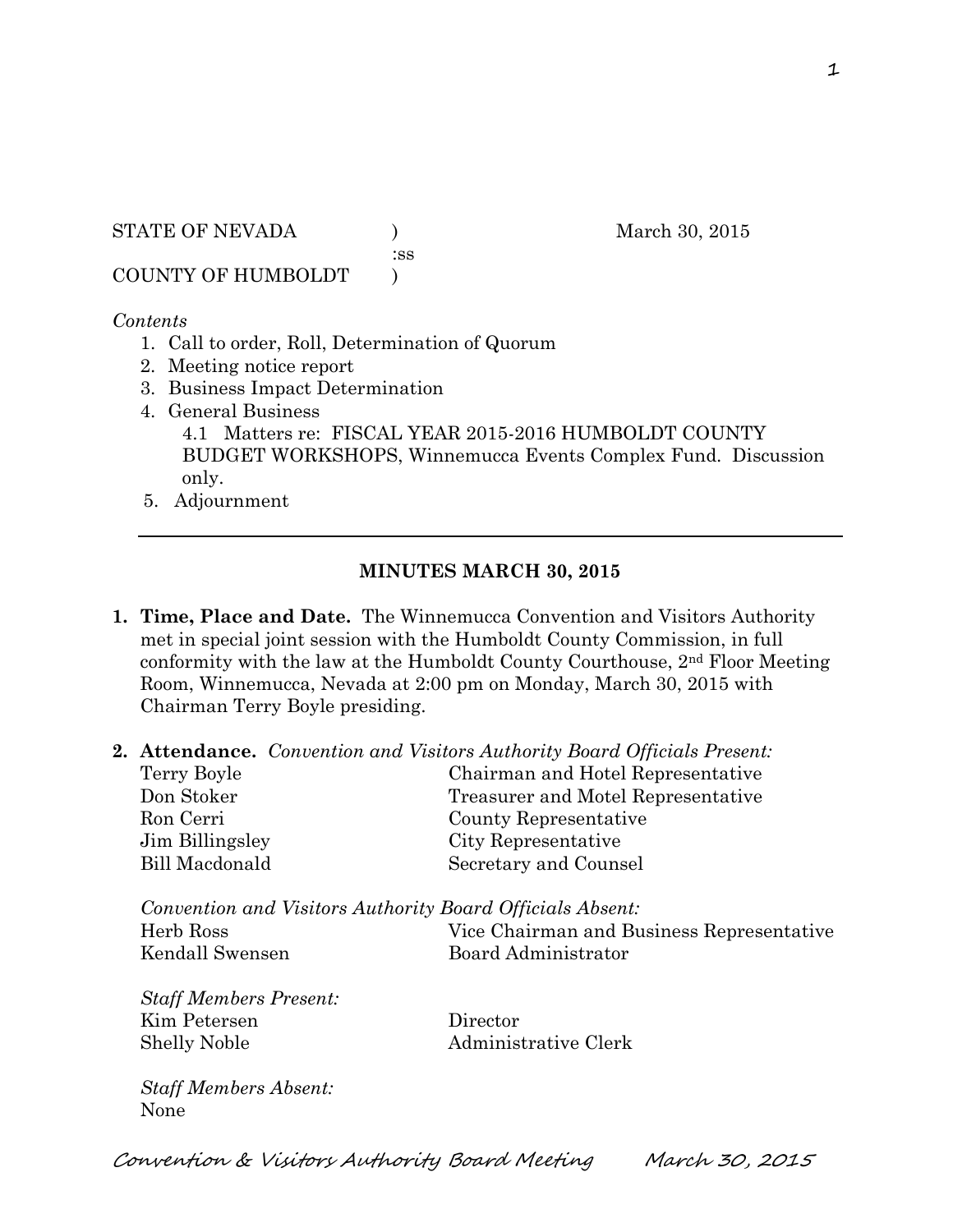STATE OF NEVADA ) March 30, 2015
:ss
COUNTY OF HUMBOLDT )

*Contents*

1. Call to order, Roll, Determination of Quorum
2. Meeting notice report
3. Business Impact Determination
4. General Business
   4.1 Matters re: FISCAL YEAR 2015-2016 HUMBOLDT COUNTY BUDGET WORKSHOPS, Winnemucca Events Complex Fund. Discussion only.
5. Adjournment

---

## MINUTES MARCH 30, 2015

1. **Time, Place and Date.** The Winnemucca Convention and Visitors Authority met in special joint session with the Humboldt County Commission, in full conformity with the law at the Humboldt County Courthouse, 2nd Floor Meeting Room, Winnemucca, Nevada at 2:00 pm on Monday, March 30, 2015 with Chairman Terry Boyle presiding.

2. **Attendance.** *Convention and Visitors Authority Board Officials Present:*

| | |
|---|---|
| Terry Boyle | Chairman and Hotel Representative |
| Don Stoker | Treasurer and Motel Representative |
| Ron Cerri | County Representative |
| Jim Billingsley | City Representative |
| Bill Macdonald | Secretary and Counsel |

*Convention and Visitors Authority Board Officials Absent:*

| | |
|---|---|
| Herb Ross | Vice Chairman and Business Representative |
| Kendall Swensen | Board Administrator |

*Staff Members Present:*

| | |
|---|---|
| Kim Petersen | Director |
| Shelly Noble | Administrative Clerk |

*Staff Members Absent:*
None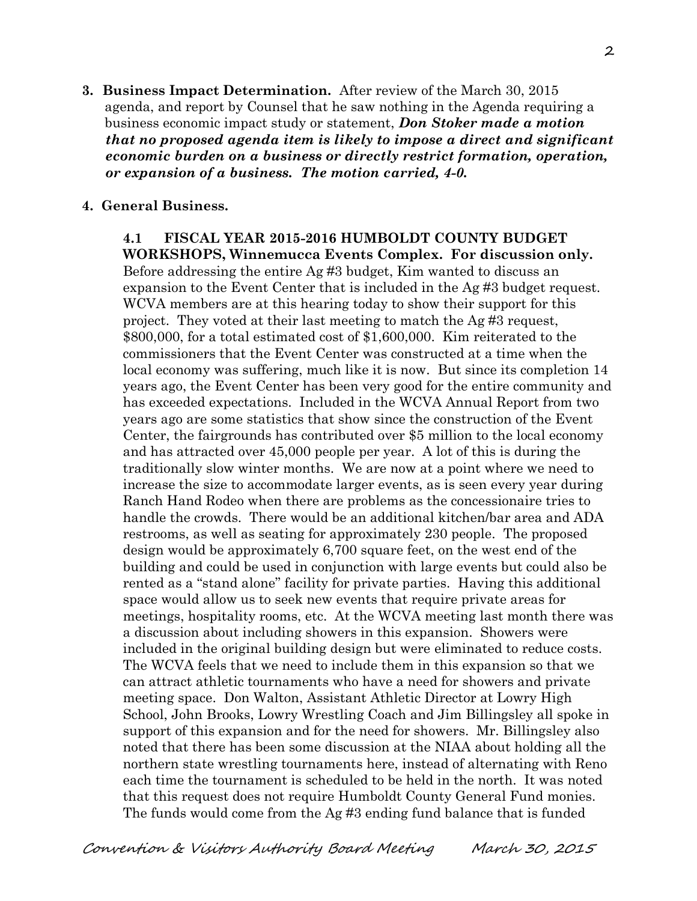**3. Business Impact Determination.** After review of the March 30, 2015 agenda, and report by Counsel that he saw nothing in the Agenda requiring a business economic impact study or statement, ***Don Stoker made a motion that no proposed agenda item is likely to impose a direct and significant economic burden on a business or directly restrict formation, operation, or expansion of a business. The motion carried, 4-0.***

**4. General Business.**

**4.1 FISCAL YEAR 2015-2016 HUMBOLDT COUNTY BUDGET WORKSHOPS, Winnemucca Events Complex. For discussion only.** Before addressing the entire Ag #3 budget, Kim wanted to discuss an expansion to the Event Center that is included in the Ag #3 budget request. WCVA members are at this hearing today to show their support for this project. They voted at their last meeting to match the Ag #3 request, $800,000, for a total estimated cost of $1,600,000. Kim reiterated to the commissioners that the Event Center was constructed at a time when the local economy was suffering, much like it is now. But since its completion 14 years ago, the Event Center has been very good for the entire community and has exceeded expectations. Included in the WCVA Annual Report from two years ago are some statistics that show since the construction of the Event Center, the fairgrounds has contributed over $5 million to the local economy and has attracted over 45,000 people per year. A lot of this is during the traditionally slow winter months. We are now at a point where we need to increase the size to accommodate larger events, as is seen every year during Ranch Hand Rodeo when there are problems as the concessionaire tries to handle the crowds. There would be an additional kitchen/bar area and ADA restrooms, as well as seating for approximately 230 people. The proposed design would be approximately 6,700 square feet, on the west end of the building and could be used in conjunction with large events but could also be rented as a "stand alone" facility for private parties. Having this additional space would allow us to seek new events that require private areas for meetings, hospitality rooms, etc. At the WCVA meeting last month there was a discussion about including showers in this expansion. Showers were included in the original building design but were eliminated to reduce costs. The WCVA feels that we need to include them in this expansion so that we can attract athletic tournaments who have a need for showers and private meeting space. Don Walton, Assistant Athletic Director at Lowry High School, John Brooks, Lowry Wrestling Coach and Jim Billingsley all spoke in support of this expansion and for the need for showers. Mr. Billingsley also noted that there has been some discussion at the NIAA about holding all the northern state wrestling tournaments here, instead of alternating with Reno each time the tournament is scheduled to be held in the north. It was noted that this request does not require Humboldt County General Fund monies. The funds would come from the Ag #3 ending fund balance that is funded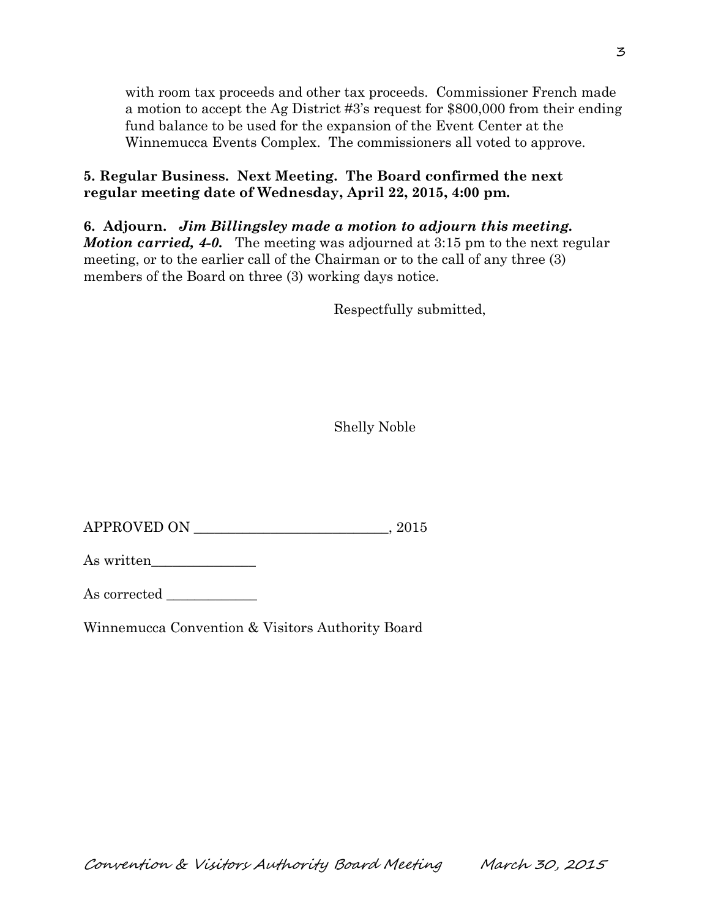with room tax proceeds and other tax proceeds. Commissioner French made a motion to accept the Ag District #3's request for $800,000 from their ending fund balance to be used for the expansion of the Event Center at the Winnemucca Events Complex. The commissioners all voted to approve.

**5. Regular Business. Next Meeting. The Board confirmed the next regular meeting date of Wednesday, April 22, 2015, 4:00 pm.**

**6. Adjourn.** ***Jim Billingsley made a motion to adjourn this meeting. Motion carried, 4-0.*** The meeting was adjourned at 3:15 pm to the next regular meeting, or to the earlier call of the Chairman or to the call of any three (3) members of the Board on three (3) working days notice.

Respectfully submitted,

Shelly Noble

APPROVED ON ____________________________, 2015

As written_______________

As corrected _____________

Winnemucca Convention & Visitors Authority Board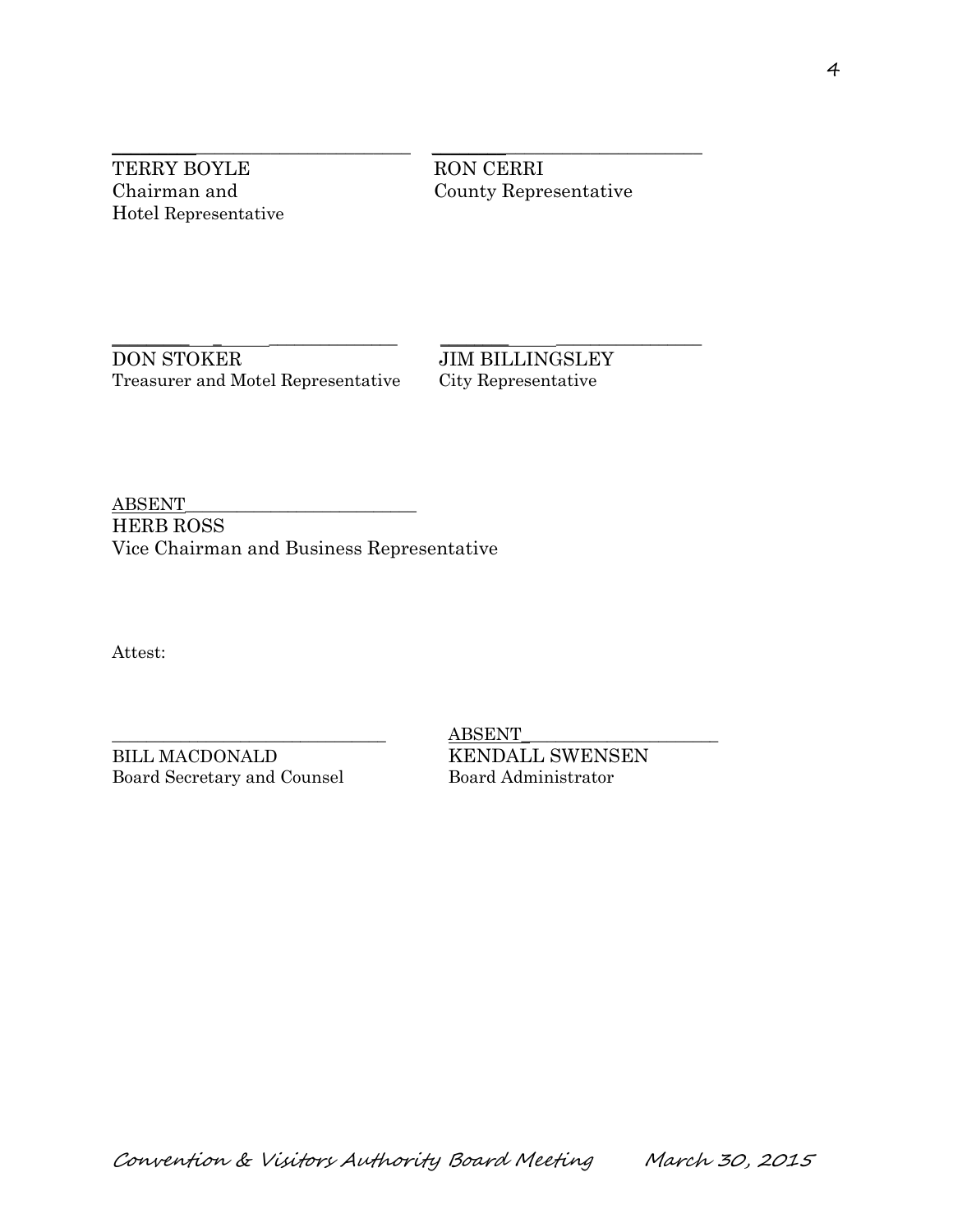______________________________

TERRY BOYLE
Chairman and
Hotel Representative

______________________________

RON CERRI
County Representative

______________________________

DON STOKER
Treasurer and Motel Representative

______________________________

JIM BILLINGSLEY
City Representative

ABSENT__________________________

HERB ROSS
Vice Chairman and Business Representative

Attest:

______________________________

BILL MACDONALD
Board Secretary and Counsel

ABSENT______________________

KENDALL SWENSEN
Board Administrator

*Convention & Visitors Authority Board Meeting March 30, 2015*